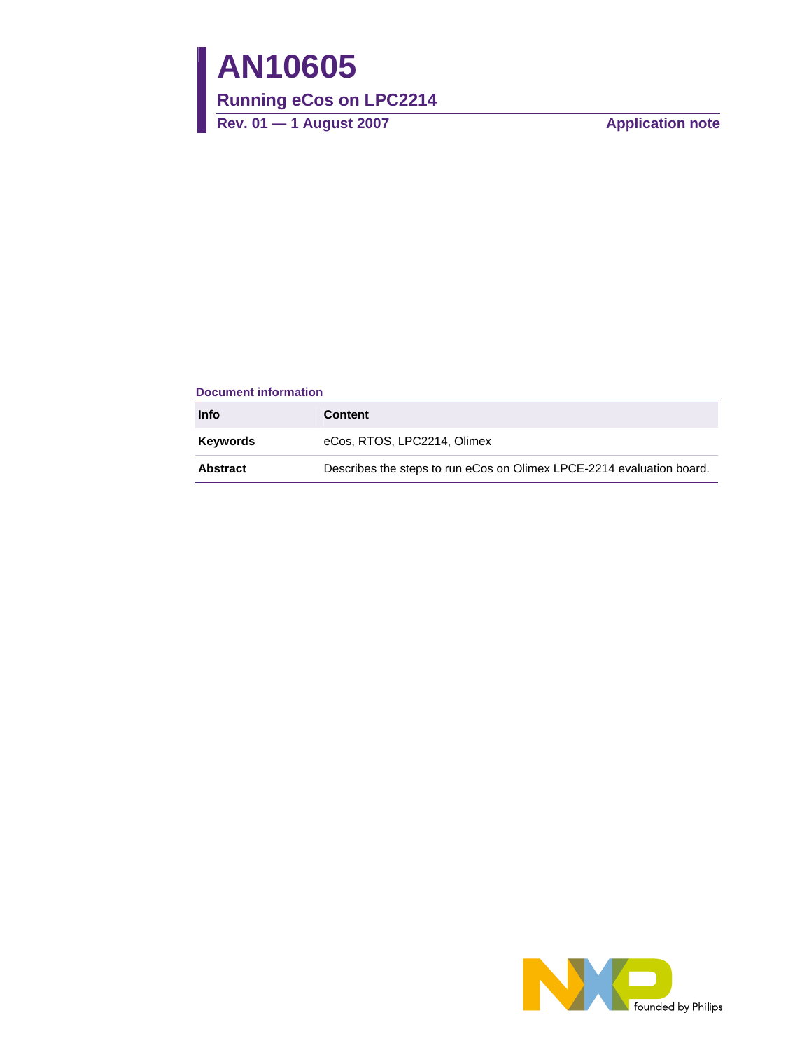# AN10605

## Running eCos on LPC2214

**Rev. 01 — 1 August 2007** **Application note**

**Document information**

| Info | Content |
|---|---|
| **Keywords** | eCos, RTOS, LPC2214, Olimex |
| **Abstract** | Describes the steps to run eCos on Olimex LPCE-2214 evaluation board. |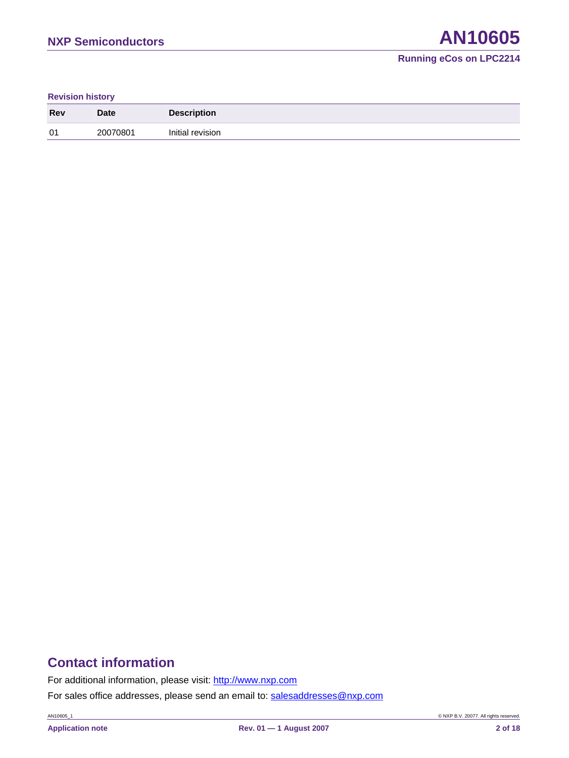**Revision history**

| Rev | Date | Description |
|---|---|---|
| 01 | 20070801 | Initial revision |

## Contact information

For additional information, please visit: http://www.nxp.com

For sales office addresses, please send an email to: salesaddresses@nxp.com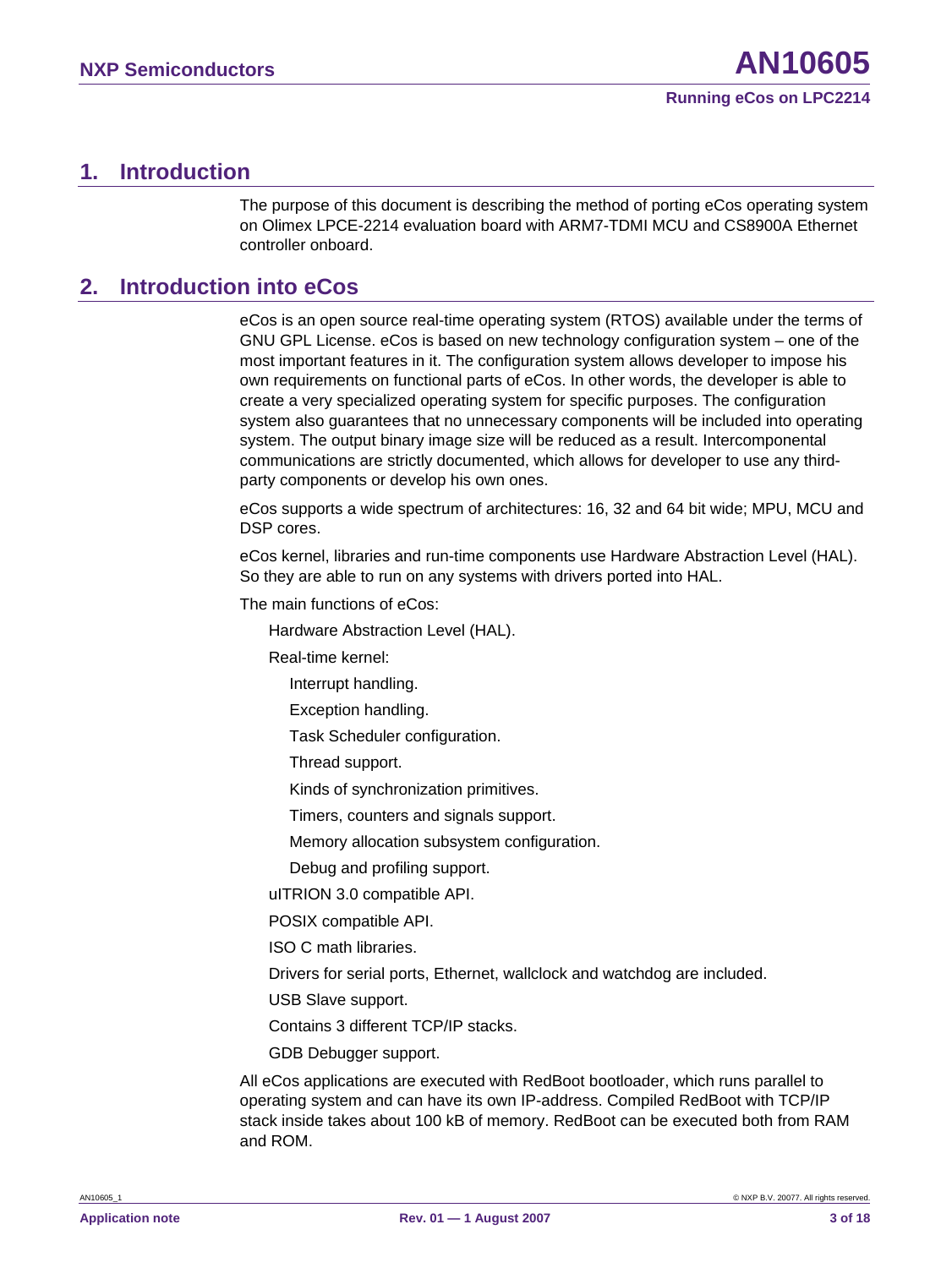## 1. Introduction

The purpose of this document is describing the method of porting eCos operating system on Olimex LPCE-2214 evaluation board with ARM7-TDMI MCU and CS8900A Ethernet controller onboard.

## 2. Introduction into eCos

eCos is an open source real-time operating system (RTOS) available under the terms of GNU GPL License. eCos is based on new technology configuration system – one of the most important features in it. The configuration system allows developer to impose his own requirements on functional parts of eCos. In other words, the developer is able to create a very specialized operating system for specific purposes. The configuration system also guarantees that no unnecessary components will be included into operating system. The output binary image size will be reduced as a result. Intercomponental communications are strictly documented, which allows for developer to use any third-party components or develop his own ones.

eCos supports a wide spectrum of architectures: 16, 32 and 64 bit wide; MPU, MCU and DSP cores.

eCos kernel, libraries and run-time components use Hardware Abstraction Level (HAL). So they are able to run on any systems with drivers ported into HAL.

The main functions of eCos:

- Hardware Abstraction Level (HAL).
- Real-time kernel:
  - Interrupt handling.
  - Exception handling.
  - Task Scheduler configuration.
  - Thread support.
  - Kinds of synchronization primitives.
  - Timers, counters and signals support.
  - Memory allocation subsystem configuration.
  - Debug and profiling support.
- uITRION 3.0 compatible API.
- POSIX compatible API.
- ISO C math libraries.
- Drivers for serial ports, Ethernet, wallclock and watchdog are included.
- USB Slave support.
- Contains 3 different TCP/IP stacks.
- GDB Debugger support.

All eCos applications are executed with RedBoot bootloader, which runs parallel to operating system and can have its own IP-address. Compiled RedBoot with TCP/IP stack inside takes about 100 kB of memory. RedBoot can be executed both from RAM and ROM.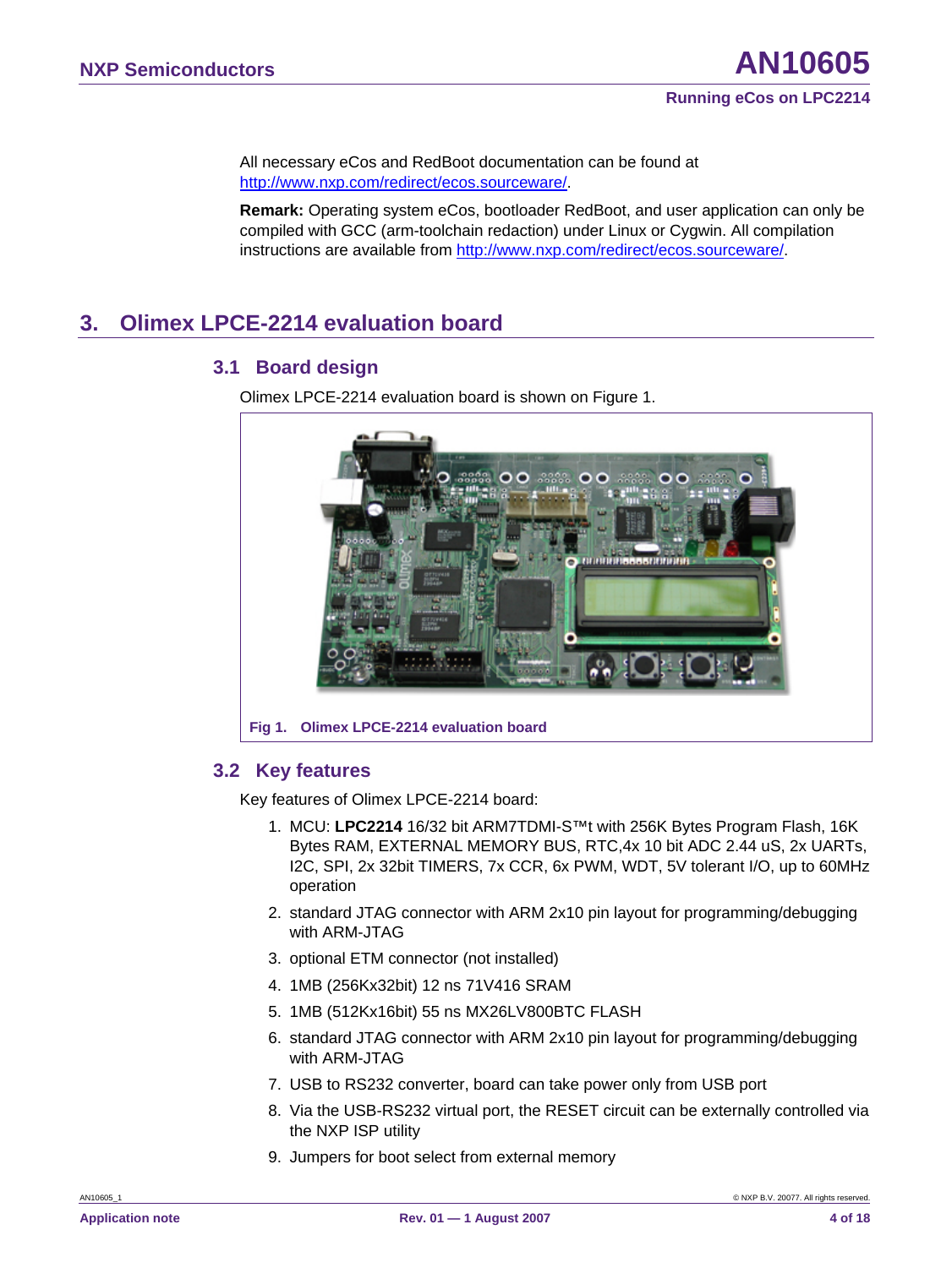All necessary eCos and RedBoot documentation can be found at http://www.nxp.com/redirect/ecos.sourceware/.

**Remark:** Operating system eCos, bootloader RedBoot, and user application can only be compiled with GCC (arm-toolchain redaction) under Linux or Cygwin. All compilation instructions are available from http://www.nxp.com/redirect/ecos.sourceware/.

# 3. Olimex LPCE-2214 evaluation board

## 3.1 Board design

Olimex LPCE-2214 evaluation board is shown on Figure 1.

**Fig 1. Olimex LPCE-2214 evaluation board**

## 3.2 Key features

Key features of Olimex LPCE-2214 board:

1. MCU: **LPC2214** 16/32 bit ARM7TDMI-S™t with 256K Bytes Program Flash, 16K Bytes RAM, EXTERNAL MEMORY BUS, RTC,4x 10 bit ADC 2.44 uS, 2x UARTs, I2C, SPI, 2x 32bit TIMERS, 7x CCR, 6x PWM, WDT, 5V tolerant I/O, up to 60MHz operation
2. standard JTAG connector with ARM 2x10 pin layout for programming/debugging with ARM-JTAG
3. optional ETM connector (not installed)
4. 1MB (256Kx32bit) 12 ns 71V416 SRAM
5. 1MB (512Kx16bit) 55 ns MX26LV800BTC FLASH
6. standard JTAG connector with ARM 2x10 pin layout for programming/debugging with ARM-JTAG
7. USB to RS232 converter, board can take power only from USB port
8. Via the USB-RS232 virtual port, the RESET circuit can be externally controlled via the NXP ISP utility
9. Jumpers for boot select from external memory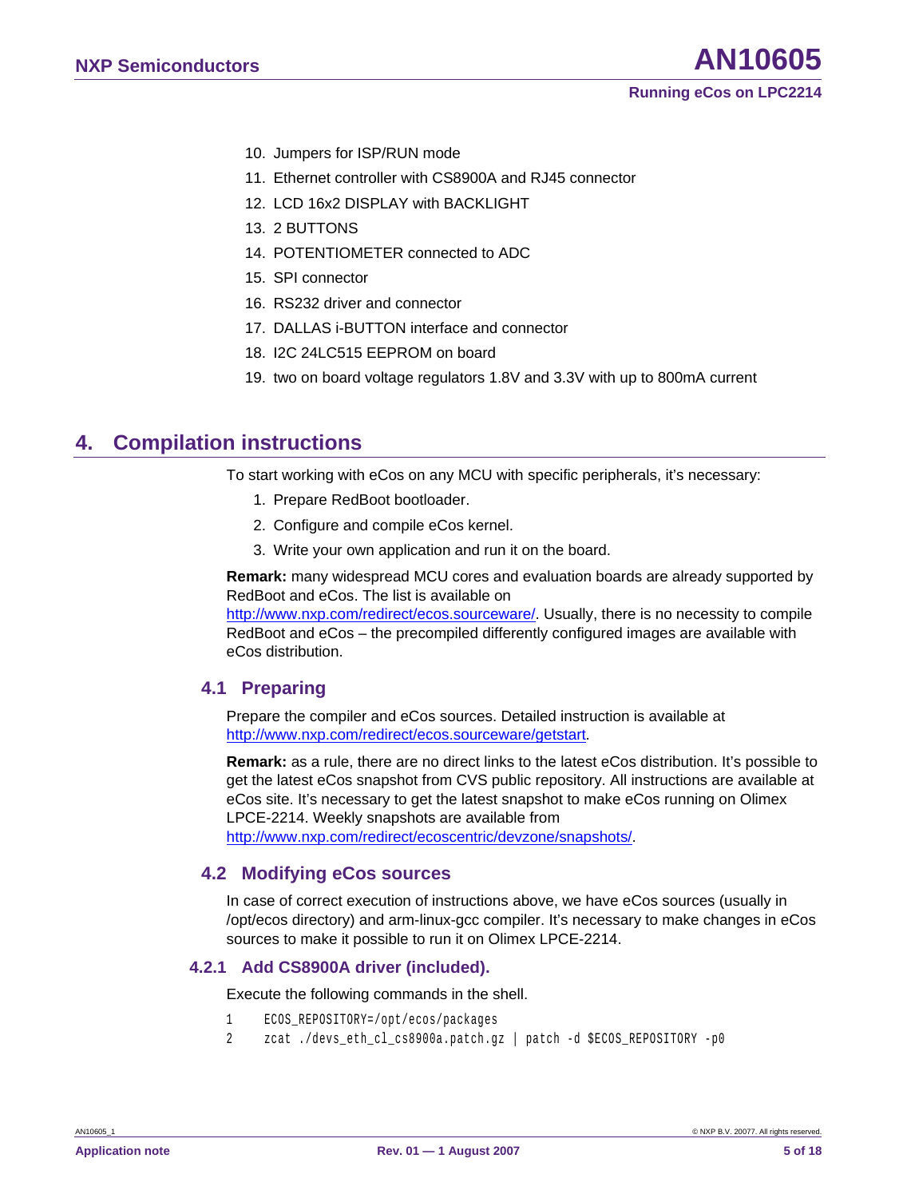10. Jumpers for ISP/RUN mode
11. Ethernet controller with CS8900A and RJ45 connector
12. LCD 16x2 DISPLAY with BACKLIGHT
13. 2 BUTTONS
14. POTENTIOMETER connected to ADC
15. SPI connector
16. RS232 driver and connector
17. DALLAS i-BUTTON interface and connector
18. I2C 24LC515 EEPROM on board
19. two on board voltage regulators 1.8V and 3.3V with up to 800mA current

# 4. Compilation instructions

To start working with eCos on any MCU with specific peripherals, it's necessary:

1. Prepare RedBoot bootloader.
2. Configure and compile eCos kernel.
3. Write your own application and run it on the board.

**Remark:** many widespread MCU cores and evaluation boards are already supported by RedBoot and eCos. The list is available on http://www.nxp.com/redirect/ecos.sourceware/. Usually, there is no necessity to compile RedBoot and eCos – the precompiled differently configured images are available with eCos distribution.

## 4.1 Preparing

Prepare the compiler and eCos sources. Detailed instruction is available at http://www.nxp.com/redirect/ecos.sourceware/getstart.

**Remark:** as a rule, there are no direct links to the latest eCos distribution. It's possible to get the latest eCos snapshot from CVS public repository. All instructions are available at eCos site. It's necessary to get the latest snapshot to make eCos running on Olimex LPCE-2214. Weekly snapshots are available from http://www.nxp.com/redirect/ecoscentric/devzone/snapshots/.

## 4.2 Modifying eCos sources

In case of correct execution of instructions above, we have eCos sources (usually in /opt/ecos directory) and arm-linux-gcc compiler. It's necessary to make changes in eCos sources to make it possible to run it on Olimex LPCE-2214.

### 4.2.1 Add CS8900A driver (included).

Execute the following commands in the shell.

```
1    ECOS_REPOSITORY=/opt/ecos/packages
2    zcat ./devs_eth_cl_cs8900a.patch.gz | patch -d $ECOS_REPOSITORY -p0
```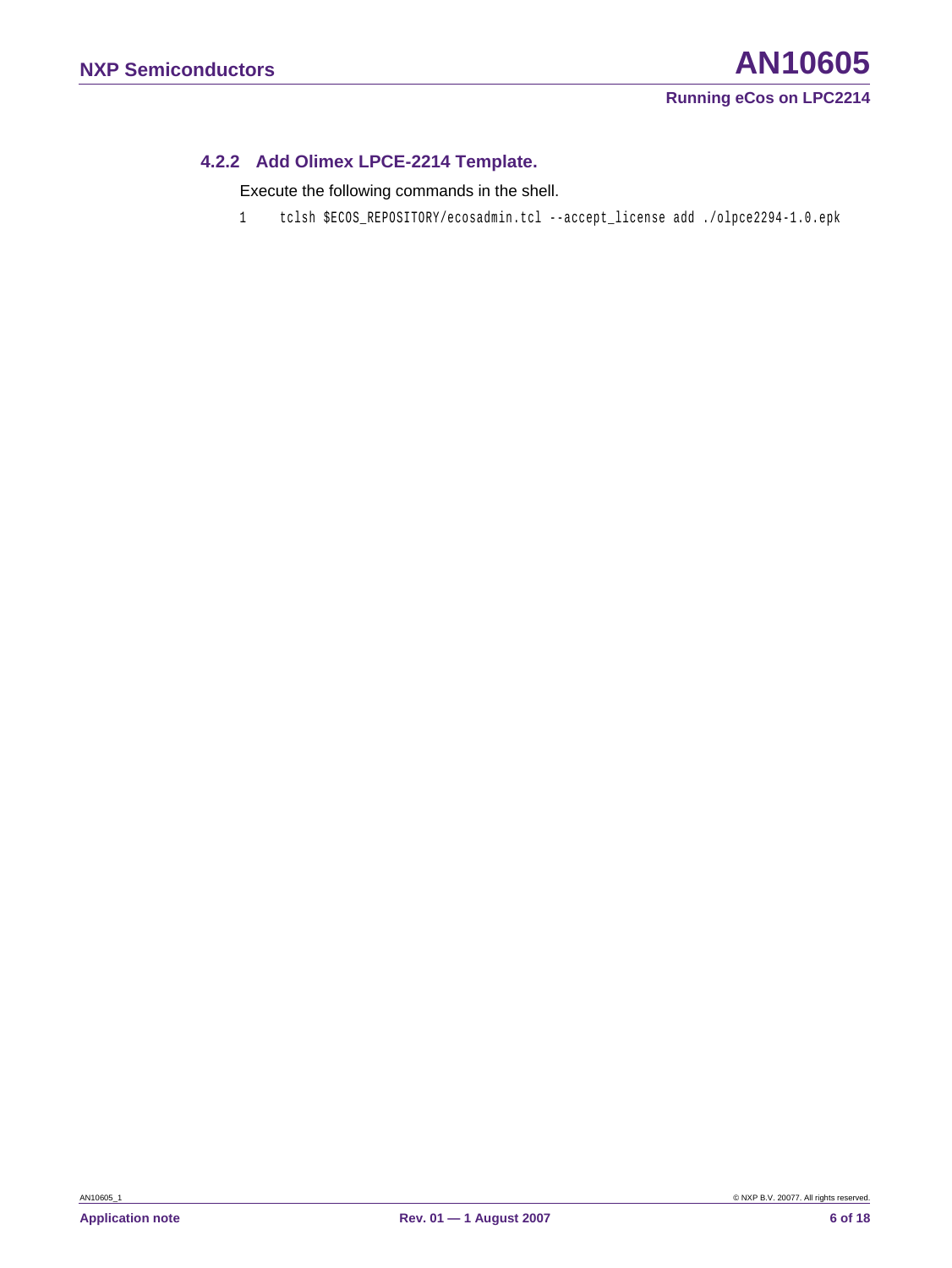### 4.2.2 Add Olimex LPCE-2214 Template.

Execute the following commands in the shell.

```
1    tclsh $ECOS_REPOSITORY/ecosadmin.tcl --accept_license add ./olpce2294-1.0.epk
```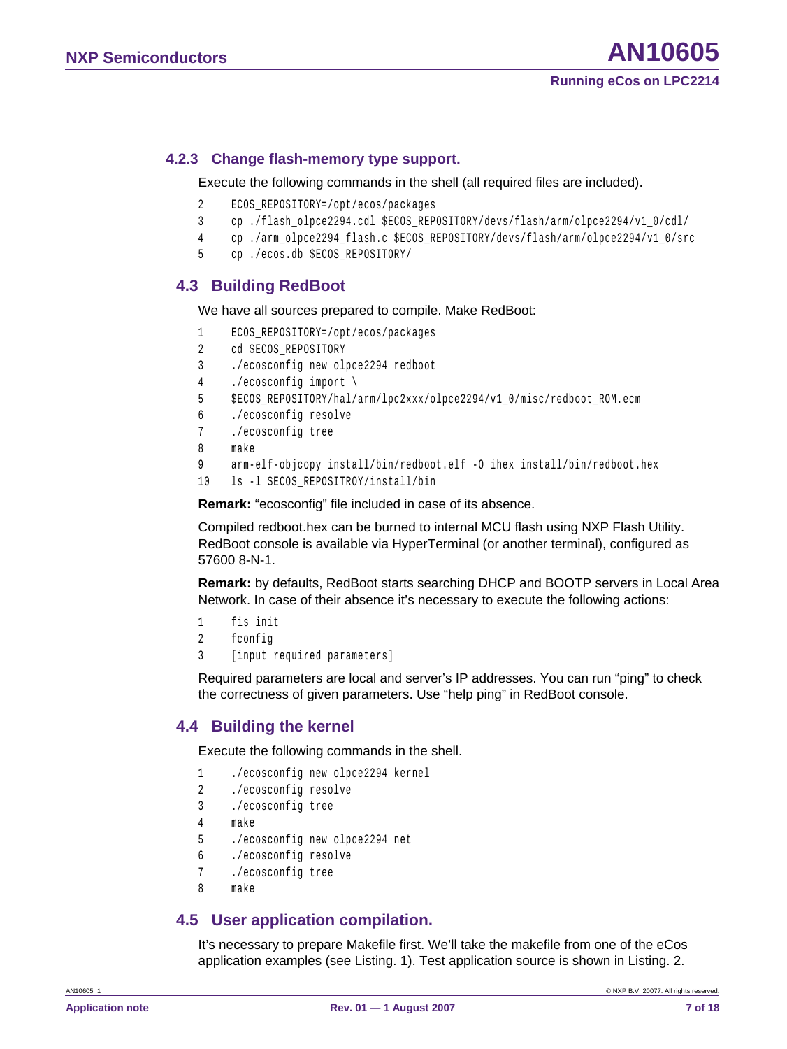### 4.2.3 Change flash-memory type support.

Execute the following commands in the shell (all required files are included).

```
2    ECOS_REPOSITORY=/opt/ecos/packages
3    cp ./flash_olpce2294.cdl $ECOS_REPOSITORY/devs/flash/arm/olpce2294/v1_0/cdl/
4    cp ./arm_olpce2294_flash.c $ECOS_REPOSITORY/devs/flash/arm/olpce2294/v1_0/src
5    cp ./ecos.db $ECOS_REPOSITORY/
```

## 4.3 Building RedBoot

We have all sources prepared to compile. Make RedBoot:

```
1    ECOS_REPOSITORY=/opt/ecos/packages
2    cd $ECOS_REPOSITORY
3    ./ecosconfig new olpce2294 redboot
4    ./ecosconfig import \
5    $ECOS_REPOSITORY/hal/arm/lpc2xxx/olpce2294/v1_0/misc/redboot_ROM.ecm
6    ./ecosconfig resolve
7    ./ecosconfig tree
8    make
9    arm-elf-objcopy install/bin/redboot.elf -O ihex install/bin/redboot.hex
10   ls -l $ECOS_REPOSITROY/install/bin
```

**Remark:** "ecosconfig" file included in case of its absence.

Compiled redboot.hex can be burned to internal MCU flash using NXP Flash Utility. RedBoot console is available via HyperTerminal (or another terminal), configured as 57600 8-N-1.

**Remark:** by defaults, RedBoot starts searching DHCP and BOOTP servers in Local Area Network. In case of their absence it's necessary to execute the following actions:

```
1    fis init
2    fconfig
3    [input required parameters]
```

Required parameters are local and server's IP addresses. You can run "ping" to check the correctness of given parameters. Use "help ping" in RedBoot console.

## 4.4 Building the kernel

Execute the following commands in the shell.

```
1    ./ecosconfig new olpce2294 kernel
2    ./ecosconfig resolve
3    ./ecosconfig tree
4    make
5    ./ecosconfig new olpce2294 net
6    ./ecosconfig resolve
7    ./ecosconfig tree
8    make
```

## 4.5 User application compilation.

It's necessary to prepare Makefile first. We'll take the makefile from one of the eCos application examples (see Listing. 1). Test application source is shown in Listing. 2.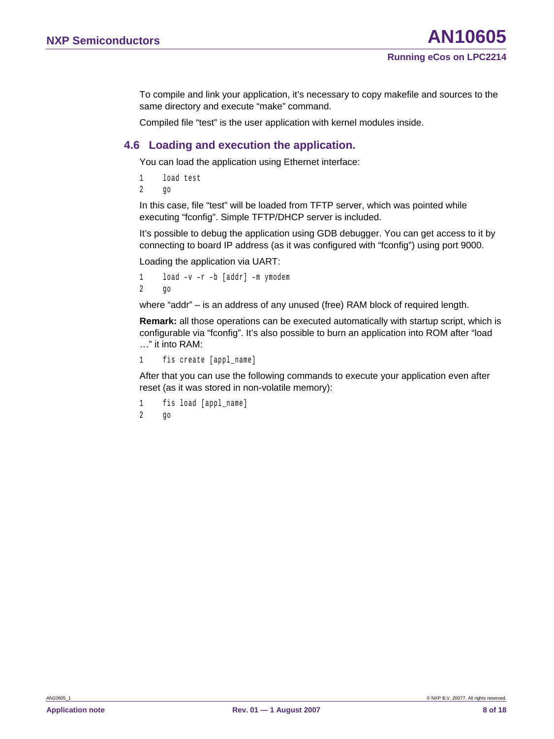To compile and link your application, it's necessary to copy makefile and sources to the same directory and execute "make" command.

Compiled file "test" is the user application with kernel modules inside.

## 4.6 Loading and execution the application.

You can load the application using Ethernet interface:

```
1    load test
2    go
```

In this case, file "test" will be loaded from TFTP server, which was pointed while executing "fconfig". Simple TFTP/DHCP server is included.

It's possible to debug the application using GDB debugger. You can get access to it by connecting to board IP address (as it was configured with "fconfig") using port 9000.

Loading the application via UART:

```
1    load -v -r -b [addr] -m ymodem
2    go
```

where "addr" – is an address of any unused (free) RAM block of required length.

**Remark:** all those operations can be executed automatically with startup script, which is configurable via "fconfig". It's also possible to burn an application into ROM after "load …" it into RAM:

```
1    fis create [appl_name]
```

After that you can use the following commands to execute your application even after reset (as it was stored in non-volatile memory):

```
1    fis load [appl_name]
2    go
```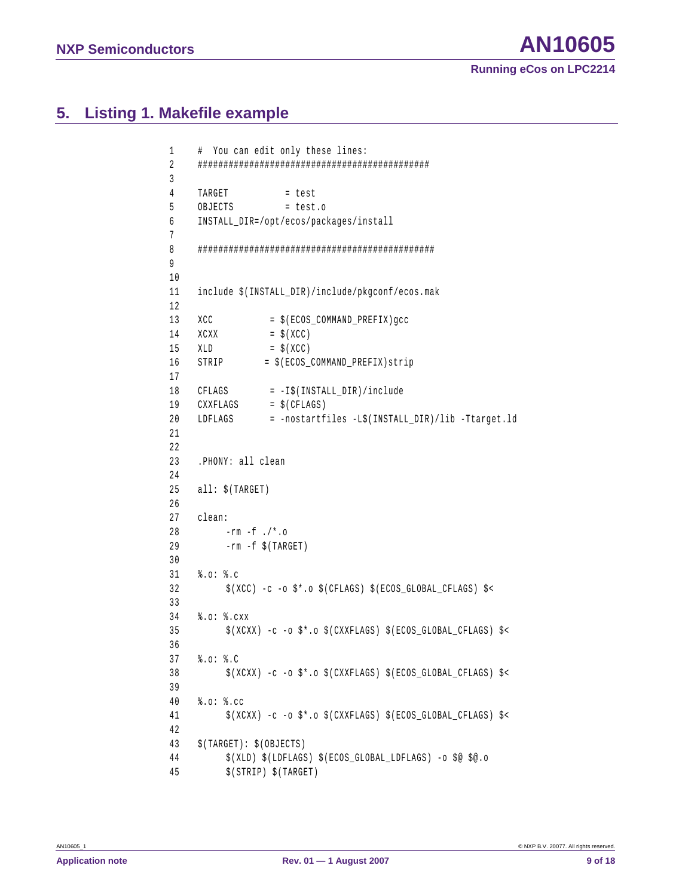## 5. Listing 1. Makefile example

```
1   #  You can edit only these lines:
2   ############################################
3
4   TARGET          = test
5   OBJECTS         = test.o
6   INSTALL_DIR=/opt/ecos/packages/install
7
8   #############################################
9
10
11  include $(INSTALL_DIR)/include/pkgconf/ecos.mak
12
13  XCC          = $(ECOS_COMMAND_PREFIX)gcc
14  XCXX         = $(XCC)
15  XLD          = $(XCC)
16  STRIP       = $(ECOS_COMMAND_PREFIX)strip
17
18  CFLAGS       = -I$(INSTALL_DIR)/include
19  CXXFLAGS     = $(CFLAGS)
20  LDFLAGS      = -nostartfiles -L$(INSTALL_DIR)/lib -Ttarget.ld
21
22
23  .PHONY: all clean
24
25  all: $(TARGET)
26
27  clean:
28       -rm -f ./*.o
29       -rm -f $(TARGET)
30
31  %.o: %.c
32       $(XCC) -c -o $*.o $(CFLAGS) $(ECOS_GLOBAL_CFLAGS) $<
33
34  %.o: %.cxx
35       $(XCXX) -c -o $*.o $(CXXFLAGS) $(ECOS_GLOBAL_CFLAGS) $<
36
37  %.o: %.C
38       $(XCXX) -c -o $*.o $(CXXFLAGS) $(ECOS_GLOBAL_CFLAGS) $<
39
40  %.o: %.cc
41       $(XCXX) -c -o $*.o $(CXXFLAGS) $(ECOS_GLOBAL_CFLAGS) $<
42
43  $(TARGET): $(OBJECTS)
44       $(XLD) $(LDFLAGS) $(ECOS_GLOBAL_LDFLAGS) -o $@ $@.o
45       $(STRIP) $(TARGET)
```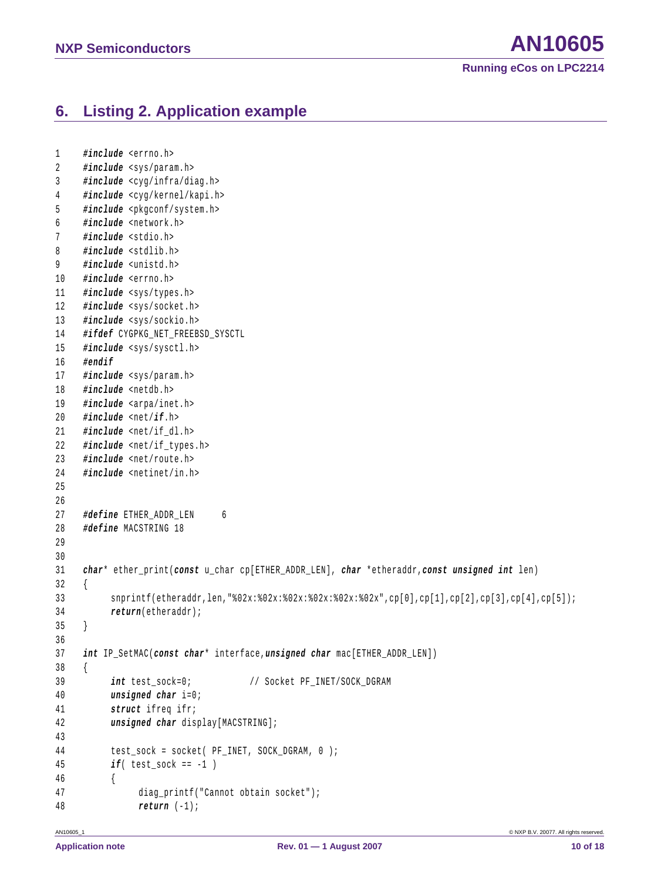## 6. Listing 2. Application example

```
1     #include <errno.h>
2     #include <sys/param.h>
3     #include <cyg/infra/diag.h>
4     #include <cyg/kernel/kapi.h>
5     #include <pkgconf/system.h>
6     #include <network.h>
7     #include <stdio.h>
8     #include <stdlib.h>
9     #include <unistd.h>
10    #include <errno.h>
11    #include <sys/types.h>
12    #include <sys/socket.h>
13    #include <sys/sockio.h>
14    #ifdef CYGPKG_NET_FREEBSD_SYSCTL
15    #include <sys/sysctl.h>
16    #endif
17    #include <sys/param.h>
18    #include <netdb.h>
19    #include <arpa/inet.h>
20    #include <net/if.h>
21    #include <net/if_dl.h>
22    #include <net/if_types.h>
23    #include <net/route.h>
24    #include <netinet/in.h>
25
26
27    #define ETHER_ADDR_LEN      6
28    #define MACSTRING 18
29
30
31    char* ether_print(const u_char cp[ETHER_ADDR_LEN], char *etheraddr,const unsigned int len)
32    {
33          snprintf(etheraddr,len,"%02x:%02x:%02x:%02x:%02x:%02x",cp[0],cp[1],cp[2],cp[3],cp[4],cp[5]);
34          return(etheraddr);
35    }
36
37    int IP_SetMAC(const char* interface,unsigned char mac[ETHER_ADDR_LEN])
38    {
39          int test_sock=0;            // Socket PF_INET/SOCK_DGRAM
40          unsigned char i=0;
41          struct ifreq ifr;
42          unsigned char display[MACSTRING];
43
44          test_sock = socket( PF_INET, SOCK_DGRAM, 0 );
45          if( test_sock == -1 )
46          {
47                diag_printf("Cannot obtain socket");
48                return (-1);
```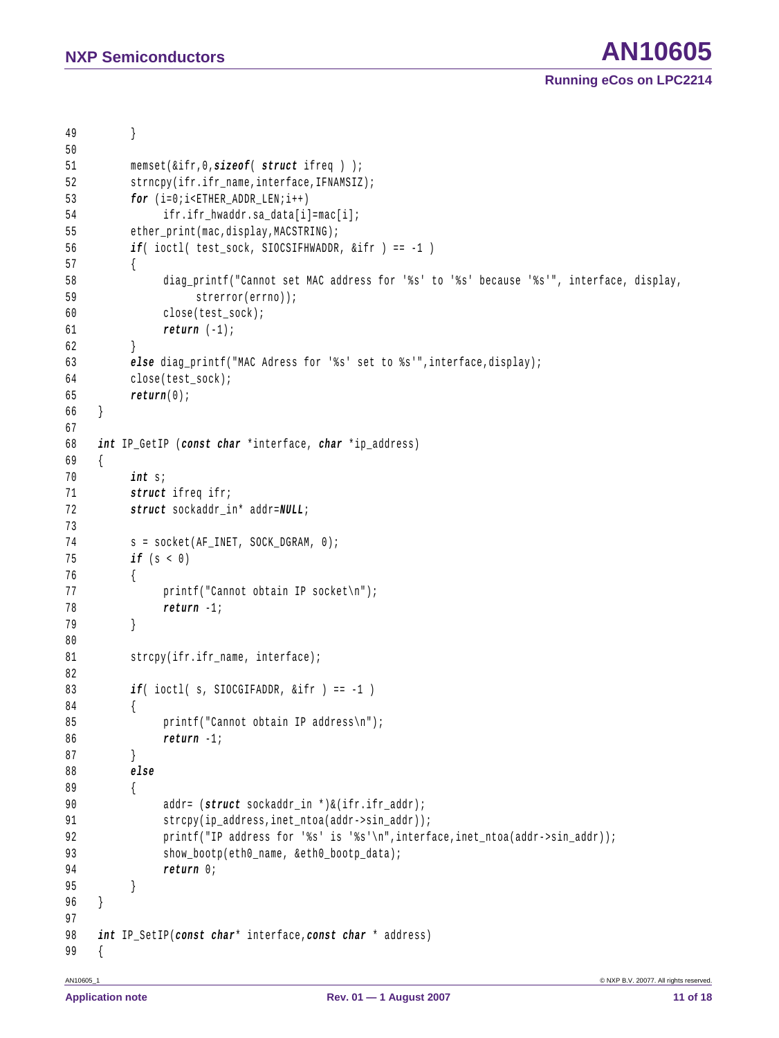```
49          }
50  
51          memset(&ifr,0,sizeof( struct ifreq ) );
52          strncpy(ifr.ifr_name,interface,IFNAMSIZ);
53          for (i=0;i<ETHER_ADDR_LEN;i++)
54                ifr.ifr_hwaddr.sa_data[i]=mac[i];
55          ether_print(mac,display,MACSTRING);
56          if( ioctl( test_sock, SIOCSIFHWADDR, &ifr ) == -1 )
57          {
58                diag_printf("Cannot set MAC address for '%s' to '%s' because '%s'", interface, display,
59                      strerror(errno));
60                close(test_sock);
61                return (-1);
62          }
63          else diag_printf("MAC Adress for '%s' set to %s'",interface,display);
64          close(test_sock);
65          return(0);
66    }
67  
68    int IP_GetIP (const char *interface, char *ip_address)
69    {
70          int s;
71          struct ifreq ifr;
72          struct sockaddr_in* addr=NULL;
73  
74          s = socket(AF_INET, SOCK_DGRAM, 0);
75          if (s < 0)
76          {
77                printf("Cannot obtain IP socket\n");
78                return -1;
79          }
80  
81          strcpy(ifr.ifr_name, interface);
82  
83          if( ioctl( s, SIOCGIFADDR, &ifr ) == -1 )
84          {
85                printf("Cannot obtain IP address\n");
86                return -1;
87          }
88          else
89          {
90                addr= (struct sockaddr_in *)&(ifr.ifr_addr);
91                strcpy(ip_address,inet_ntoa(addr->sin_addr));
92                printf("IP address for '%s' is '%s'\n",interface,inet_ntoa(addr->sin_addr));
93                show_bootp(eth0_name, &eth0_bootp_data);
94                return 0;
95          }
96    }
97  
98    int IP_SetIP(const char* interface,const char * address)
99    {
```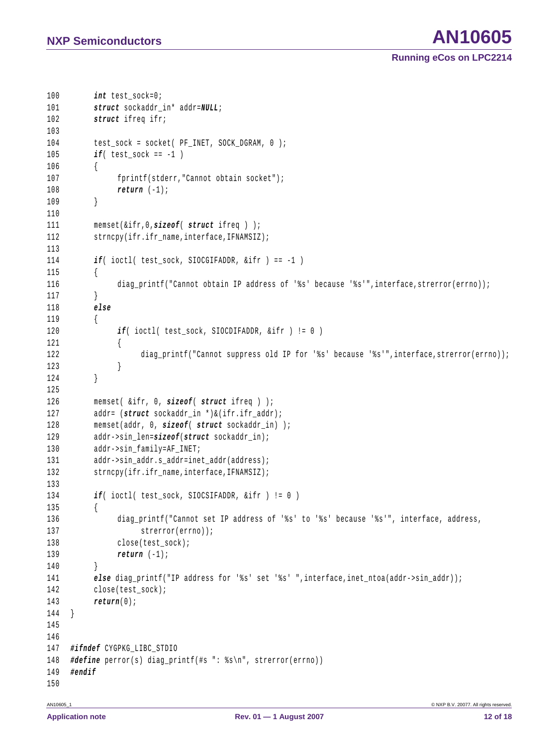```
100        int test_sock=0;
101        struct sockaddr_in* addr=NULL;
102        struct ifreq ifr;
103
104        test_sock = socket( PF_INET, SOCK_DGRAM, 0 );
105        if( test_sock == -1 )
106        {
107              fprintf(stderr,"Cannot obtain socket");
108              return (-1);
109        }
110
111        memset(&ifr,0,sizeof( struct ifreq ) );
112        strncpy(ifr.ifr_name,interface,IFNAMSIZ);
113
114        if( ioctl( test_sock, SIOCGIFADDR, &ifr ) == -1 )
115        {
116              diag_printf("Cannot obtain IP address of '%s' because '%s'",interface,strerror(errno));
117        }
118        else
119        {
120              if( ioctl( test_sock, SIOCDIFADDR, &ifr ) != 0 )
121              {
122                    diag_printf("Cannot suppress old IP for '%s' because '%s'",interface,strerror(errno));
123              }
124        }
125
126        memset( &ifr, 0, sizeof( struct ifreq ) );
127        addr= (struct sockaddr_in *)&(ifr.ifr_addr);
128        memset(addr, 0, sizeof( struct sockaddr_in) );
129        addr->sin_len=sizeof(struct sockaddr_in);
130        addr->sin_family=AF_INET;
131        addr->sin_addr.s_addr=inet_addr(address);
132        strncpy(ifr.ifr_name,interface,IFNAMSIZ);
133
134        if( ioctl( test_sock, SIOCSIFADDR, &ifr ) != 0 )
135        {
136              diag_printf("Cannot set IP address of '%s' to '%s' because '%s'", interface, address,
137                    strerror(errno));
138              close(test_sock);
139              return (-1);
140        }
141        else diag_printf("IP address for '%s' set '%s' ",interface,inet_ntoa(addr->sin_addr));
142        close(test_sock);
143        return(0);
144  }
145
146
147  #ifndef CYGPKG_LIBC_STDIO
148  #define perror(s) diag_printf(#s ": %s\n", strerror(errno))
149  #endif
150
```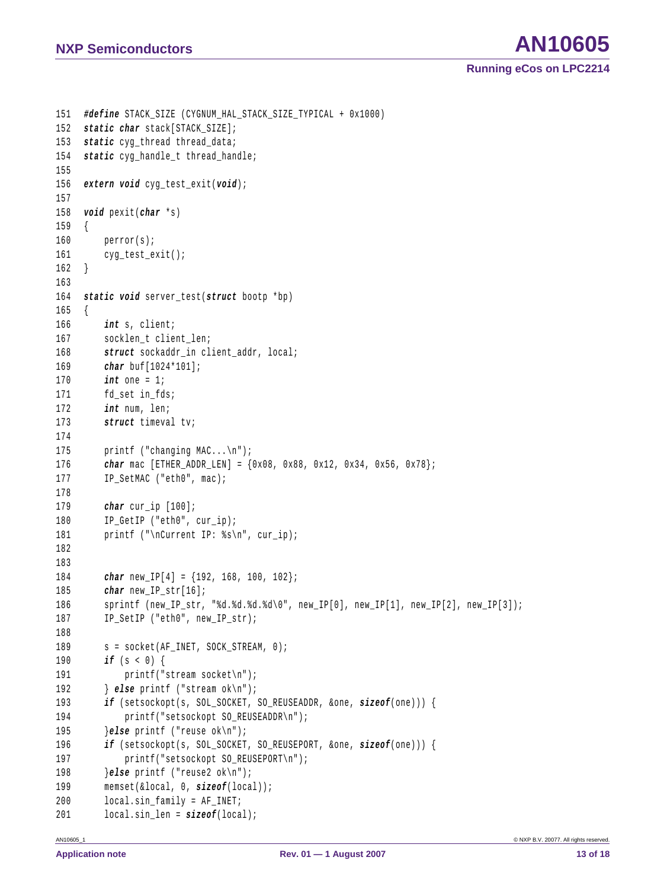```
151  #define STACK_SIZE (CYGNUM_HAL_STACK_SIZE_TYPICAL + 0x1000)
152  static char stack[STACK_SIZE];
153  static cyg_thread thread_data;
154  static cyg_handle_t thread_handle;
155
156  extern void cyg_test_exit(void);
157
158  void pexit(char *s)
159  {
160      perror(s);
161      cyg_test_exit();
162  }
163
164  static void server_test(struct bootp *bp)
165  {
166      int s, client;
167      socklen_t client_len;
168      struct sockaddr_in client_addr, local;
169      char buf[1024*101];
170      int one = 1;
171      fd_set in_fds;
172      int num, len;
173      struct timeval tv;
174
175      printf ("changing MAC...\n");
176      char mac [ETHER_ADDR_LEN] = {0x08, 0x88, 0x12, 0x34, 0x56, 0x78};
177      IP_SetMAC ("eth0", mac);
178
179      char cur_ip [100];
180      IP_GetIP ("eth0", cur_ip);
181      printf ("\nCurrent IP: %s\n", cur_ip);
182
183
184      char new_IP[4] = {192, 168, 100, 102};
185      char new_IP_str[16];
186      sprintf (new_IP_str, "%d.%d.%d.%d\0", new_IP[0], new_IP[1], new_IP[2], new_IP[3]);
187      IP_SetIP ("eth0", new_IP_str);
188
189      s = socket(AF_INET, SOCK_STREAM, 0);
190      if (s < 0) {
191          printf("stream socket\n");
192      } else printf ("stream ok\n");
193      if (setsockopt(s, SOL_SOCKET, SO_REUSEADDR, &one, sizeof(one))) {
194          printf("setsockopt SO_REUSEADDR\n");
195      }else printf ("reuse ok\n");
196      if (setsockopt(s, SOL_SOCKET, SO_REUSEPORT, &one, sizeof(one))) {
197          printf("setsockopt SO_REUSEPORT\n");
198      }else printf ("reuse2 ok\n");
199      memset(&local, 0, sizeof(local));
200      local.sin_family = AF_INET;
201      local.sin_len = sizeof(local);
```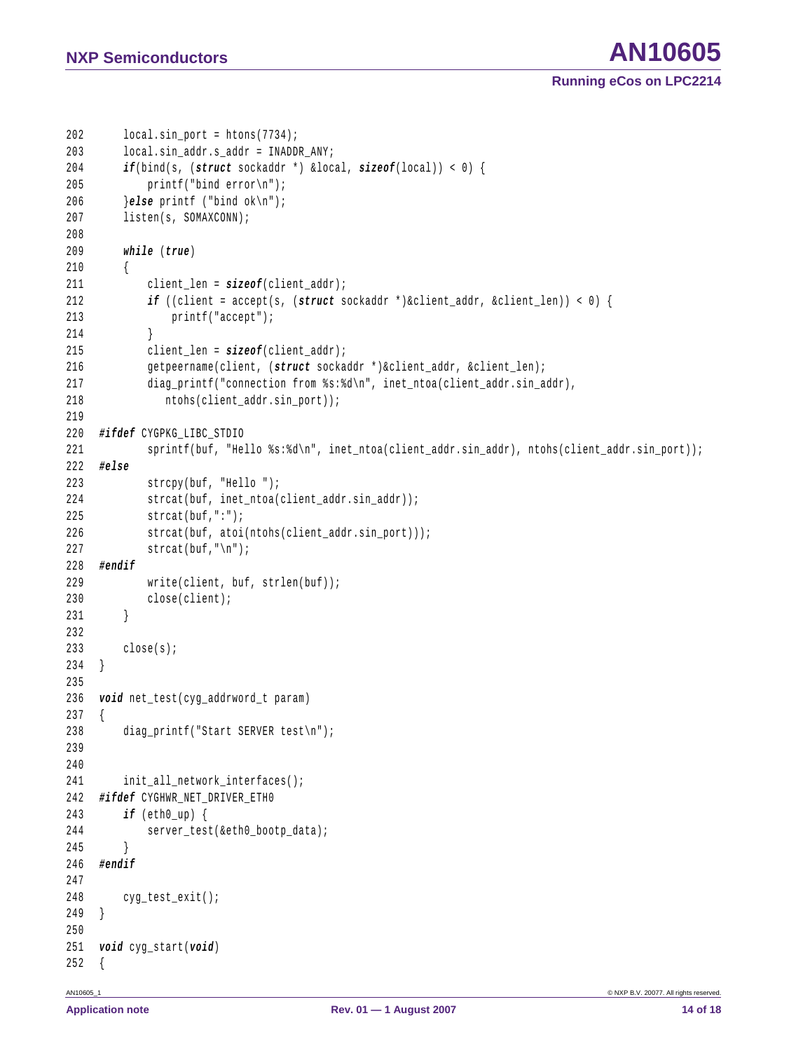```
202       local.sin_port = htons(7734);
203       local.sin_addr.s_addr = INADDR_ANY;
204       if(bind(s, (struct sockaddr *) &local, sizeof(local)) < 0) {
205           printf("bind error\n");
206       }else printf ("bind ok\n");
207       listen(s, SOMAXCONN);
208
209       while (true)
210       {
211           client_len = sizeof(client_addr);
212           if ((client = accept(s, (struct sockaddr *)&client_addr, &client_len)) < 0) {
213               printf("accept");
214           }
215           client_len = sizeof(client_addr);
216           getpeername(client, (struct sockaddr *)&client_addr, &client_len);
217           diag_printf("connection from %s:%d\n", inet_ntoa(client_addr.sin_addr),
218              ntohs(client_addr.sin_port));
219
220   #ifdef CYGPKG_LIBC_STDIO
221           sprintf(buf, "Hello %s:%d\n", inet_ntoa(client_addr.sin_addr), ntohs(client_addr.sin_port));
222   #else
223           strcpy(buf, "Hello ");
224           strcat(buf, inet_ntoa(client_addr.sin_addr));
225           strcat(buf,":");
226           strcat(buf, atoi(ntohs(client_addr.sin_port)));
227           strcat(buf,"\n");
228   #endif
229           write(client, buf, strlen(buf));
230           close(client);
231       }
232
233       close(s);
234   }
235
236   void net_test(cyg_addrword_t param)
237   {
238       diag_printf("Start SERVER test\n");
239
240
241       init_all_network_interfaces();
242   #ifdef CYGHWR_NET_DRIVER_ETH0
243       if (eth0_up) {
244           server_test(&eth0_bootp_data);
245       }
246   #endif
247
248       cyg_test_exit();
249   }
250
251   void cyg_start(void)
252   {
```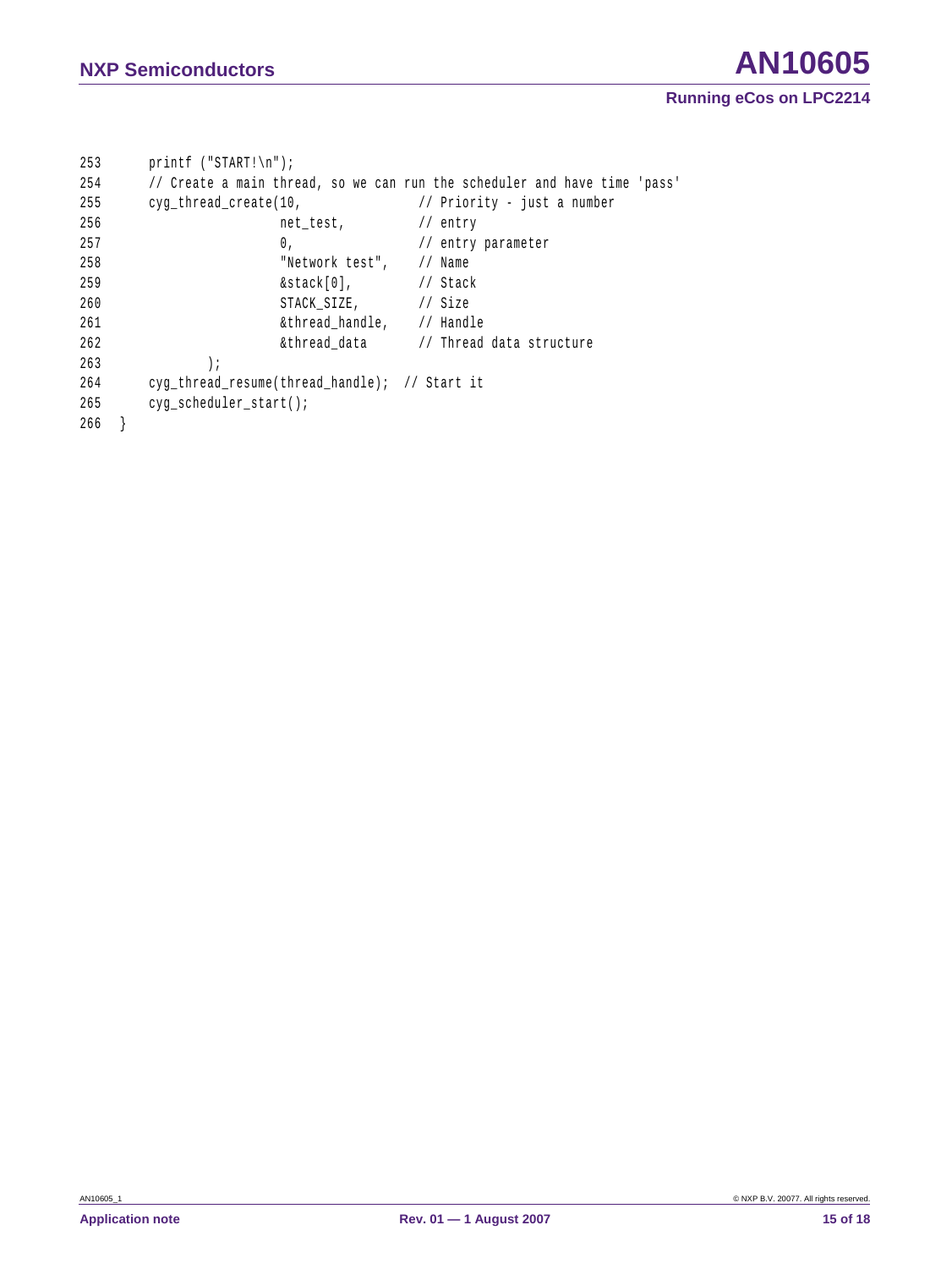```
253     printf ("START!\n");
254     // Create a main thread, so we can run the scheduler and have time 'pass'
255     cyg_thread_create(10,                // Priority - just a number
256                       net_test,          // entry
257                       0,                 // entry parameter
258                       "Network test",    // Name
259                       &stack[0],         // Stack
260                       STACK_SIZE,        // Size
261                       &thread_handle,    // Handle
262                       &thread_data       // Thread data structure
263             );
264     cyg_thread_resume(thread_handle);  // Start it
265     cyg_scheduler_start();
266 }
```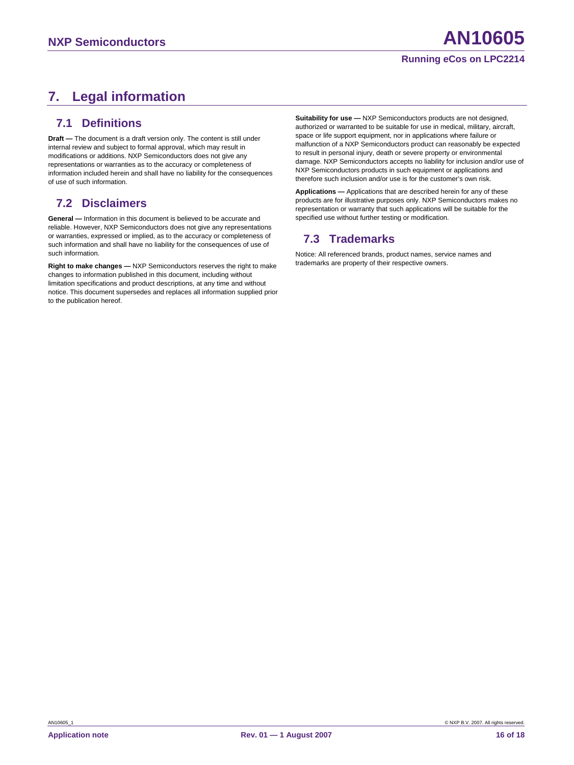# 7. Legal information

## 7.1 Definitions

**Draft —** The document is a draft version only. The content is still under internal review and subject to formal approval, which may result in modifications or additions. NXP Semiconductors does not give any representations or warranties as to the accuracy or completeness of information included herein and shall have no liability for the consequences of use of such information.

## 7.2 Disclaimers

**General —** Information in this document is believed to be accurate and reliable. However, NXP Semiconductors does not give any representations or warranties, expressed or implied, as to the accuracy or completeness of such information and shall have no liability for the consequences of use of such information.

**Right to make changes —** NXP Semiconductors reserves the right to make changes to information published in this document, including without limitation specifications and product descriptions, at any time and without notice. This document supersedes and replaces all information supplied prior to the publication hereof.

**Suitability for use —** NXP Semiconductors products are not designed, authorized or warranted to be suitable for use in medical, military, aircraft, space or life support equipment, nor in applications where failure or malfunction of a NXP Semiconductors product can reasonably be expected to result in personal injury, death or severe property or environmental damage. NXP Semiconductors accepts no liability for inclusion and/or use of NXP Semiconductors products in such equipment or applications and therefore such inclusion and/or use is for the customer's own risk.

**Applications —** Applications that are described herein for any of these products are for illustrative purposes only. NXP Semiconductors makes no representation or warranty that such applications will be suitable for the specified use without further testing or modification.

## 7.3 Trademarks

Notice: All referenced brands, product names, service names and trademarks are property of their respective owners.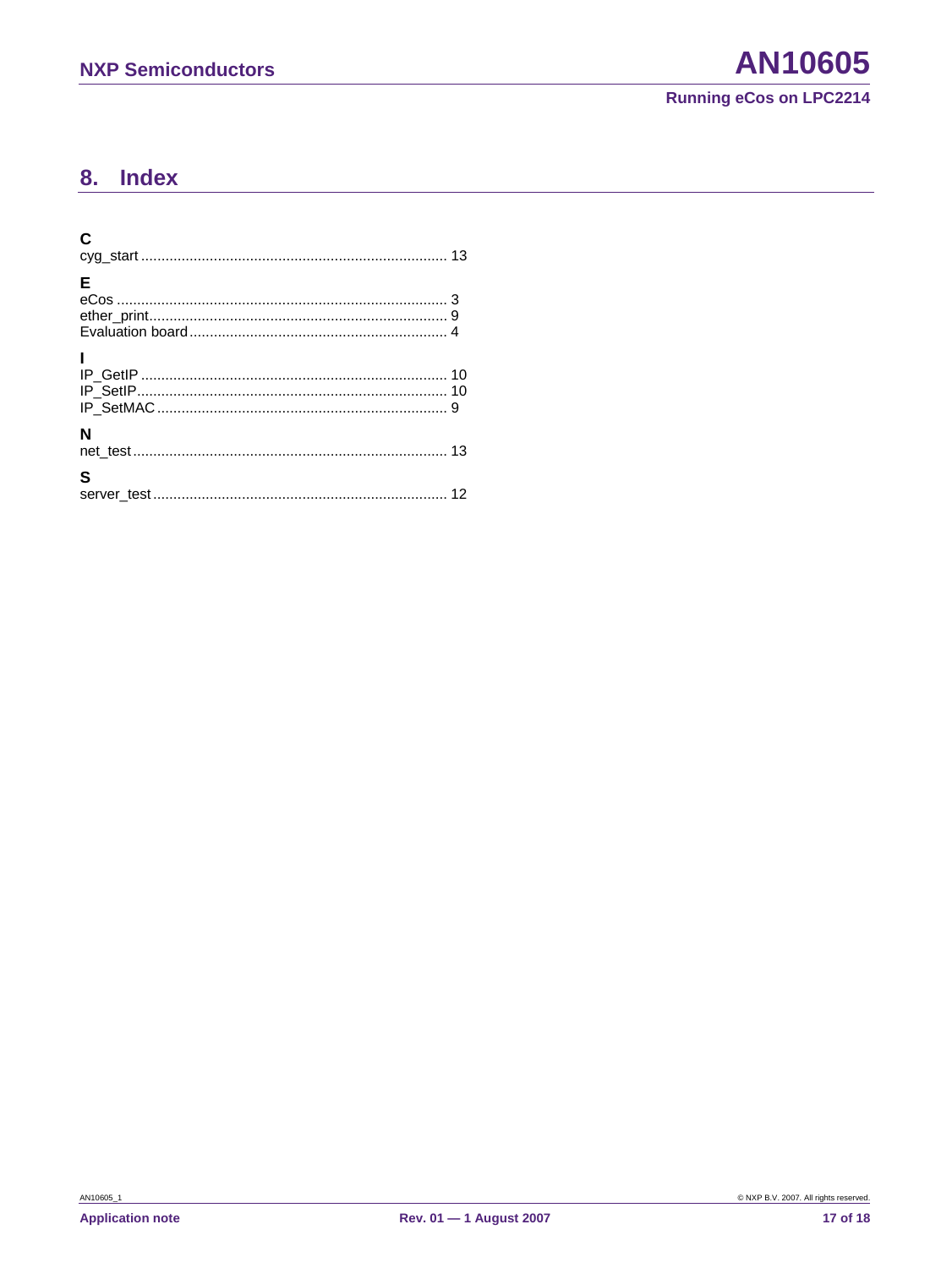## 8. Index

**C**

cyg_start ........................................................................... 13

**E**

eCos ................................................................................. 3
ether_print.......................................................................... 9
Evaluation board ................................................................ 4

**I**

IP_GetIP ........................................................................... 10
IP_SetIP............................................................................ 10
IP_SetMAC ........................................................................ 9

**N**

net_test ............................................................................. 13

**S**

server_test ......................................................................... 12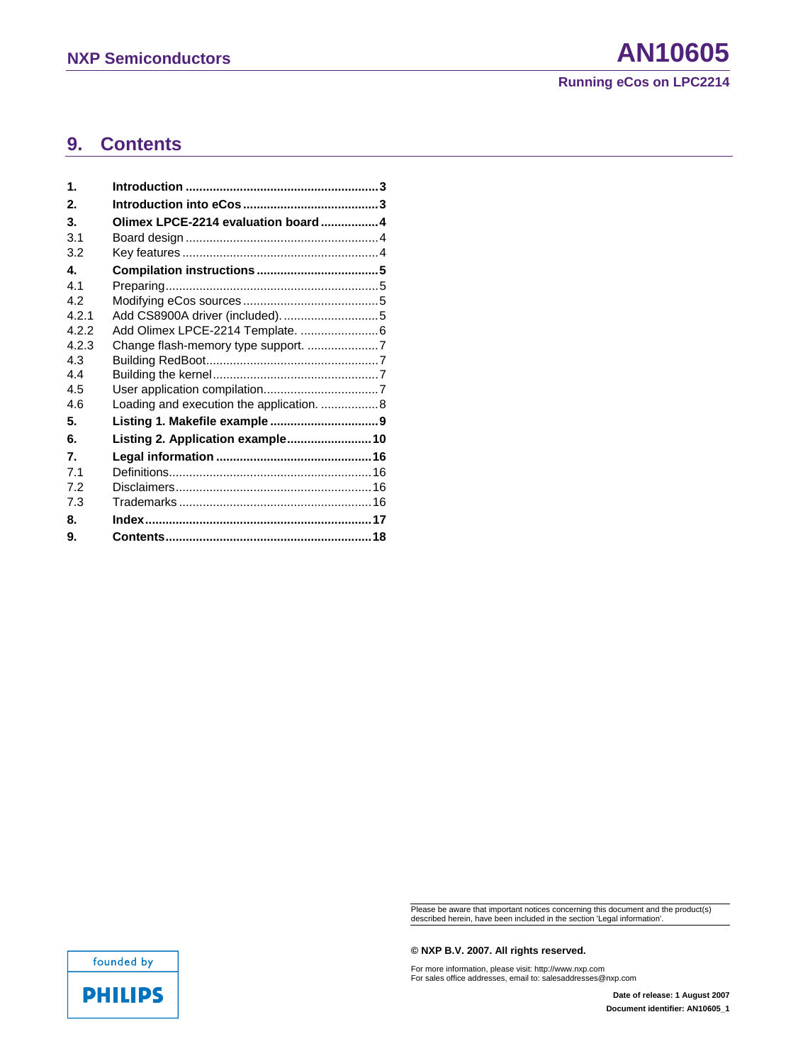## 9. Contents

| | | |
|---|---|---|
| **1.** | **Introduction** | **3** |
| **2.** | **Introduction into eCos** | **3** |
| **3.** | **Olimex LPCE-2214 evaluation board** | **4** |
| 3.1 | Board design | 4 |
| 3.2 | Key features | 4 |
| **4.** | **Compilation instructions** | **5** |
| 4.1 | Preparing | 5 |
| 4.2 | Modifying eCos sources | 5 |
| 4.2.1 | Add CS8900A driver (included). | 5 |
| 4.2.2 | Add Olimex LPCE-2214 Template. | 6 |
| 4.2.3 | Change flash-memory type support. | 7 |
| 4.3 | Building RedBoot | 7 |
| 4.4 | Building the kernel | 7 |
| 4.5 | User application compilation | 7 |
| 4.6 | Loading and execution the application. | 8 |
| **5.** | **Listing 1. Makefile example** | **9** |
| **6.** | **Listing 2. Application example** | **10** |
| **7.** | **Legal information** | **16** |
| 7.1 | Definitions | 16 |
| 7.2 | Disclaimers | 16 |
| 7.3 | Trademarks | 16 |
| **8.** | **Index** | **17** |
| **9.** | **Contents** | **18** |

Please be aware that important notices concerning this document and the product(s) described herein, have been included in the section 'Legal information'.

**© NXP B.V. 2007. All rights reserved.**

For more information, please visit: http://www.nxp.com
For sales office addresses, email to: salesaddresses@nxp.com

**Date of release: 1 August 2007**

**Document identifier: AN10605_1**

founded by PHILIPS